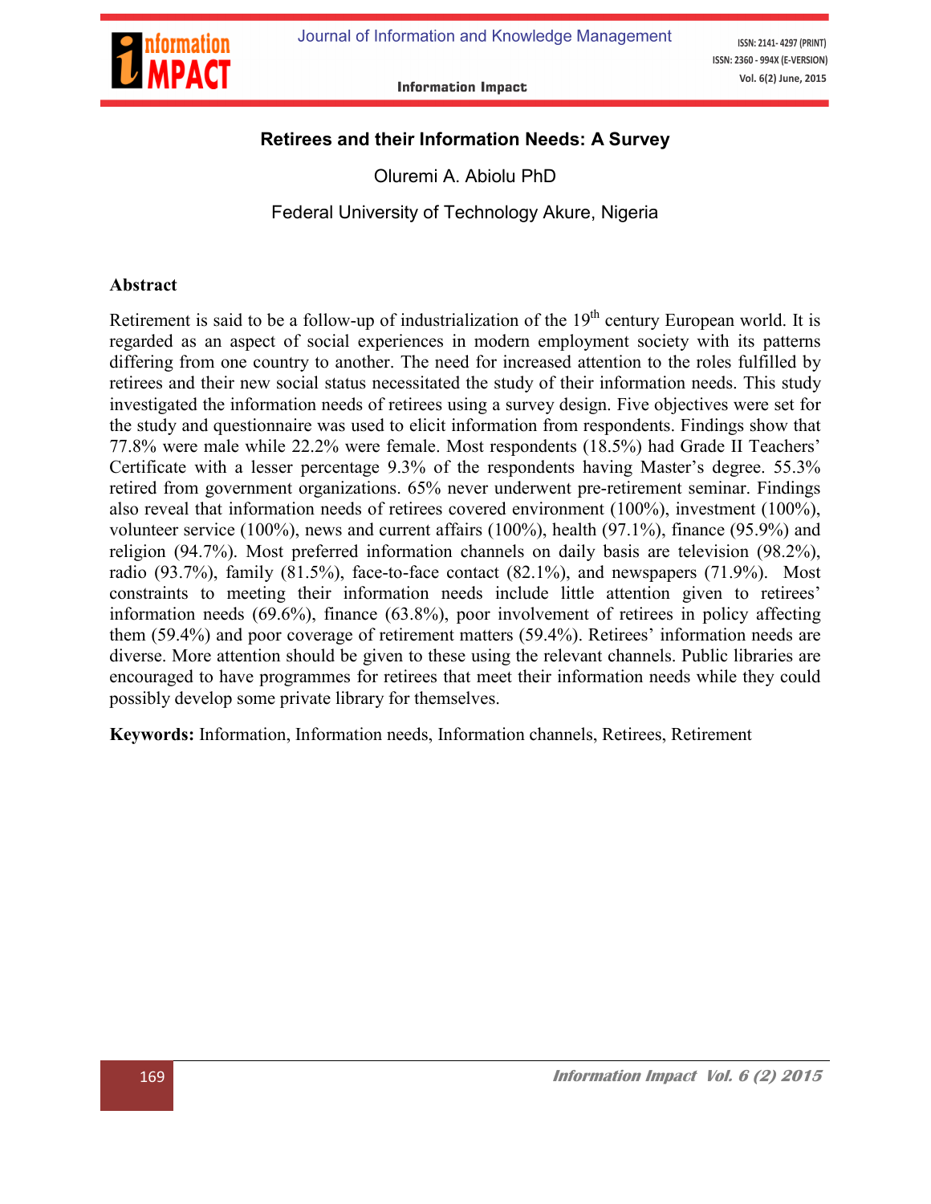# Retirees and their Information Needs: A Survey

Oluremi A. Abiolu PhD

Federal University of Technology Akure, Nigeria

## Abstract

Retirement is said to be a follow-up of industrialization of the 19th century European world. It is regarded as an aspect of social experiences in modern employment society with its patterns differing from one country to another. The need for increased attention to the roles fulfilled by retirees and their new social status necessitated the study of their information needs. This study investigated the information needs of retirees using a survey design. Five objectives were set for the study and questionnaire was used to elicit information from respondents. Findings show that 77.8% were male while 22.2% were female. Most respondents (18.5%) had Grade II Teachers' Certificate with a lesser percentage 9.3% of the respondents having Master's degree. 55.3% retired from government organizations. 65% never underwent pre-retirement seminar. Findings also reveal that information needs of retirees covered environment (100%), investment (100%), volunteer service (100%), news and current affairs (100%), health (97.1%), finance (95.9%) and religion (94.7%). Most preferred information channels on daily basis are television (98.2%), radio (93.7%), family (81.5%), face-to-face contact (82.1%), and newspapers (71.9%). Most constraints to meeting their information needs include little attention given to retirees' information needs (69.6%), finance (63.8%), poor involvement of retirees in policy affecting them (59.4%) and poor coverage of retirement matters (59.4%). Retirees' information needs are diverse. More attention should be given to these using the relevant channels. Public libraries are encouraged to have programmes for retirees that meet their information needs while they could possibly develop some private library for themselves.

**Keywords:** Information, Information needs, Information channels, Retirees, Retirement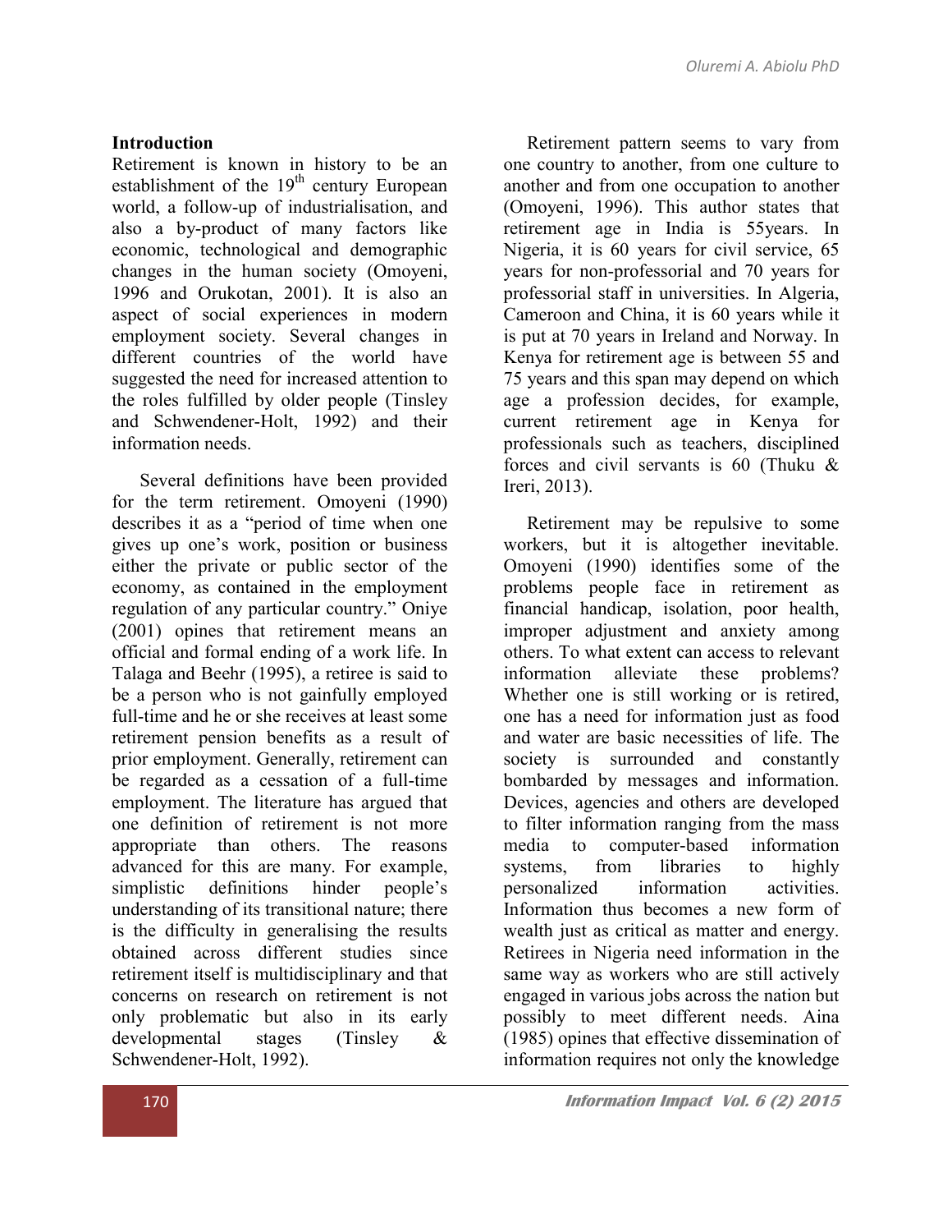## Introduction

Retirement is known in history to be an establishment of the 19th century European world, a follow-up of industrialisation, and also a by-product of many factors like economic, technological and demographic changes in the human society (Omoyeni, 1996 and Orukotan, 2001). It is also an aspect of social experiences in modern employment society. Several changes in different countries of the world have suggested the need for increased attention to the roles fulfilled by older people (Tinsley and Schwendener-Holt, 1992) and their information needs.

Several definitions have been provided for the term retirement. Omoyeni (1990) describes it as a "period of time when one gives up one's work, position or business either the private or public sector of the economy, as contained in the employment regulation of any particular country." Oniye (2001) opines that retirement means an official and formal ending of a work life. In Talaga and Beehr (1995), a retiree is said to be a person who is not gainfully employed full-time and he or she receives at least some retirement pension benefits as a result of prior employment. Generally, retirement can be regarded as a cessation of a full-time employment. The literature has argued that one definition of retirement is not more appropriate than others. The reasons advanced for this are many. For example, simplistic definitions hinder people's understanding of its transitional nature; there is the difficulty in generalising the results obtained across different studies since retirement itself is multidisciplinary and that concerns on research on retirement is not only problematic but also in its early developmental stages (Tinsley & Schwendener-Holt, 1992).

Retirement pattern seems to vary from one country to another, from one culture to another and from one occupation to another (Omoyeni, 1996). This author states that retirement age in India is 55years. In Nigeria, it is 60 years for civil service, 65 years for non-professorial and 70 years for professorial staff in universities. In Algeria, Cameroon and China, it is 60 years while it is put at 70 years in Ireland and Norway. In Kenya for retirement age is between 55 and 75 years and this span may depend on which age a profession decides, for example, current retirement age in Kenya for professionals such as teachers, disciplined forces and civil servants is 60 (Thuku & Ireri, 2013).

Retirement may be repulsive to some workers, but it is altogether inevitable. Omoyeni (1990) identifies some of the problems people face in retirement as financial handicap, isolation, poor health, improper adjustment and anxiety among others. To what extent can access to relevant information alleviate these problems? Whether one is still working or is retired, one has a need for information just as food and water are basic necessities of life. The society is surrounded and constantly bombarded by messages and information. Devices, agencies and others are developed to filter information ranging from the mass media to computer-based information systems, from libraries to highly personalized information activities. Information thus becomes a new form of wealth just as critical as matter and energy. Retirees in Nigeria need information in the same way as workers who are still actively engaged in various jobs across the nation but possibly to meet different needs. Aina (1985) opines that effective dissemination of information requires not only the knowledge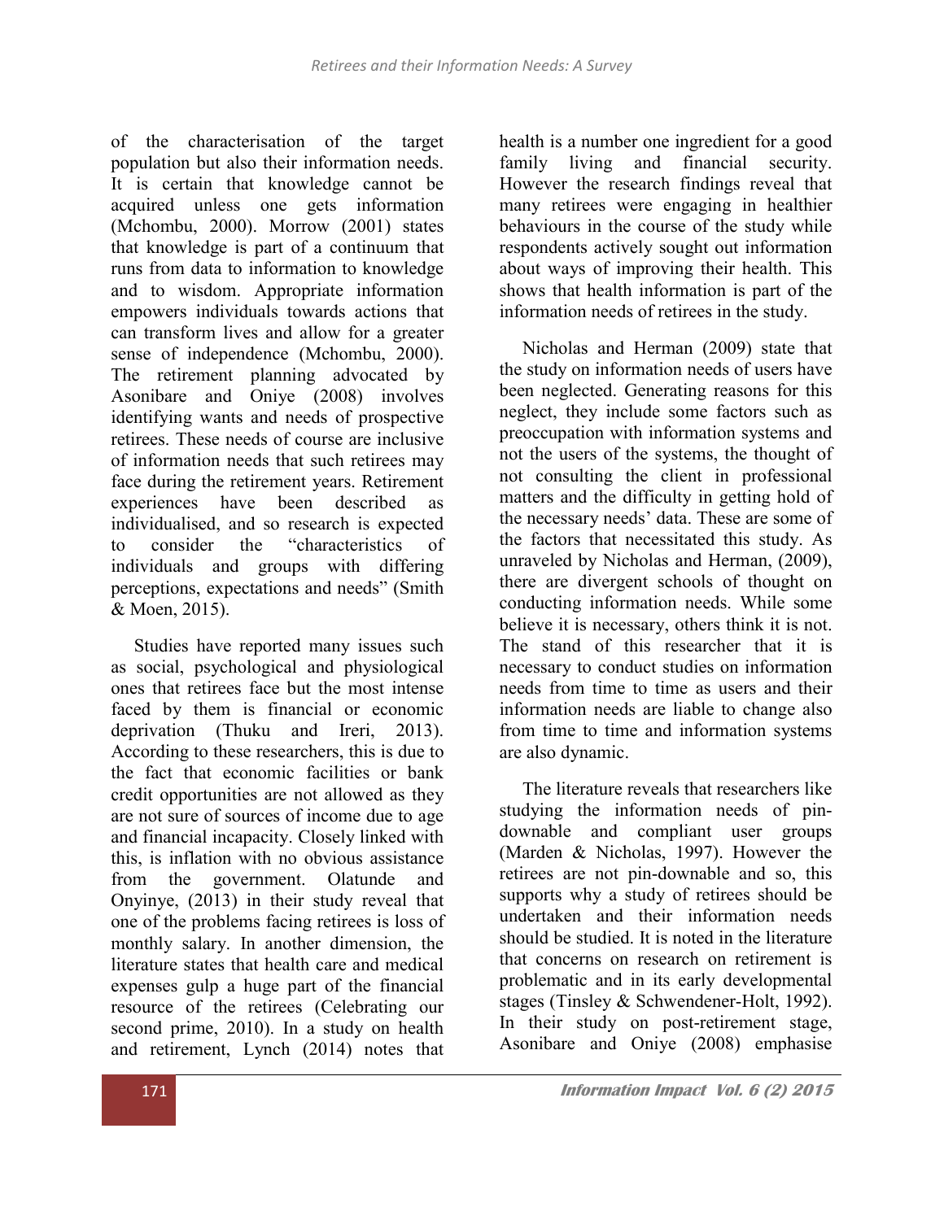of the characterisation of the target population but also their information needs. It is certain that knowledge cannot be acquired unless one gets information (Mchombu, 2000). Morrow (2001) states that knowledge is part of a continuum that runs from data to information to knowledge and to wisdom. Appropriate information empowers individuals towards actions that can transform lives and allow for a greater sense of independence (Mchombu, 2000). The retirement planning advocated by Asonibare and Oniye (2008) involves identifying wants and needs of prospective retirees. These needs of course are inclusive of information needs that such retirees may face during the retirement years. Retirement experiences have been described as individualised, and so research is expected to consider the "characteristics of individuals and groups with differing perceptions, expectations and needs" (Smith & Moen, 2015).

Studies have reported many issues such as social, psychological and physiological ones that retirees face but the most intense faced by them is financial or economic deprivation (Thuku and Ireri, 2013). According to these researchers, this is due to the fact that economic facilities or bank credit opportunities are not allowed as they are not sure of sources of income due to age and financial incapacity. Closely linked with this, is inflation with no obvious assistance from the government. Olatunde and Onyinye, (2013) in their study reveal that one of the problems facing retirees is loss of monthly salary. In another dimension, the literature states that health care and medical expenses gulp a huge part of the financial resource of the retirees (Celebrating our second prime, 2010). In a study on health and retirement, Lynch (2014) notes that health is a number one ingredient for a good family living and financial security. However the research findings reveal that many retirees were engaging in healthier behaviours in the course of the study while respondents actively sought out information about ways of improving their health. This shows that health information is part of the information needs of retirees in the study.

Nicholas and Herman (2009) state that the study on information needs of users have been neglected. Generating reasons for this neglect, they include some factors such as preoccupation with information systems and not the users of the systems, the thought of not consulting the client in professional matters and the difficulty in getting hold of the necessary needs' data. These are some of the factors that necessitated this study. As unraveled by Nicholas and Herman, (2009), there are divergent schools of thought on conducting information needs. While some believe it is necessary, others think it is not. The stand of this researcher that it is necessary to conduct studies on information needs from time to time as users and their information needs are liable to change also from time to time and information systems are also dynamic.

The literature reveals that researchers like studying the information needs of pin-downable and compliant user groups (Marden & Nicholas, 1997). However the retirees are not pin-downable and so, this supports why a study of retirees should be undertaken and their information needs should be studied. It is noted in the literature that concerns on research on retirement is problematic and in its early developmental stages (Tinsley & Schwendener-Holt, 1992). In their study on post-retirement stage, Asonibare and Oniye (2008) emphasise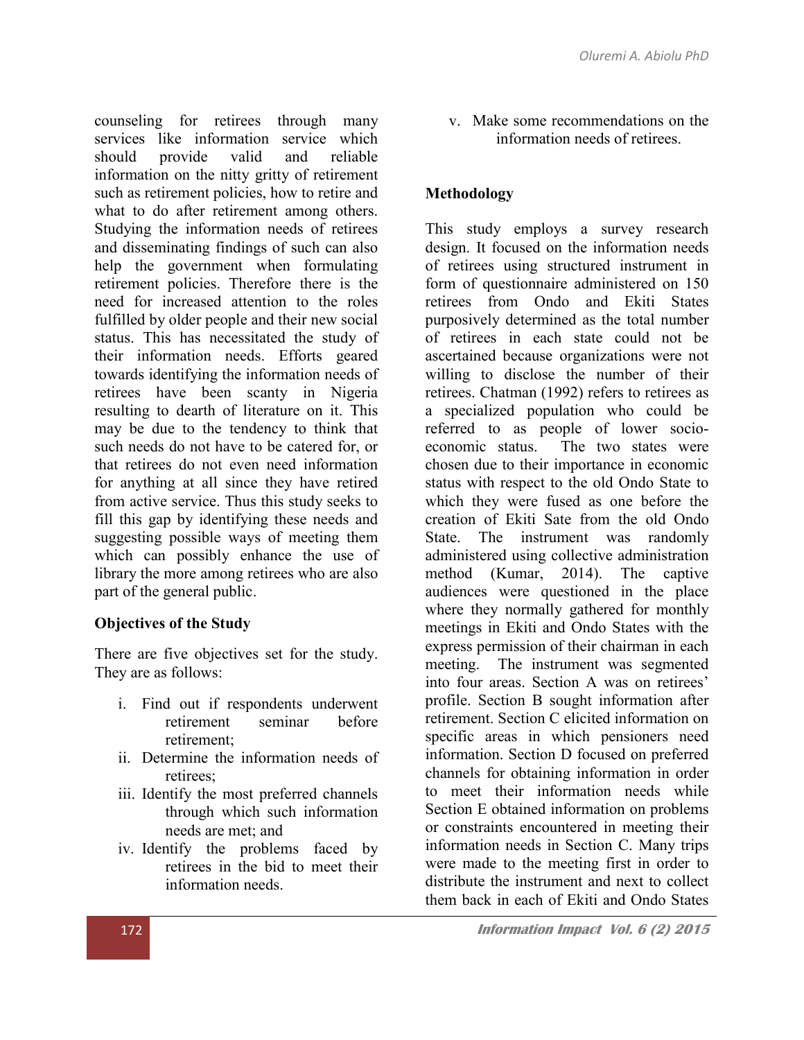counseling for retirees through many services like information service which should provide valid and reliable information on the nitty gritty of retirement such as retirement policies, how to retire and what to do after retirement among others. Studying the information needs of retirees and disseminating findings of such can also help the government when formulating retirement policies. Therefore there is the need for increased attention to the roles fulfilled by older people and their new social status. This has necessitated the study of their information needs. Efforts geared towards identifying the information needs of retirees have been scanty in Nigeria resulting to dearth of literature on it. This may be due to the tendency to think that such needs do not have to be catered for, or that retirees do not even need information for anything at all since they have retired from active service. Thus this study seeks to fill this gap by identifying these needs and suggesting possible ways of meeting them which can possibly enhance the use of library the more among retirees who are also part of the general public.

**Objectives of the Study**

There are five objectives set for the study. They are as follows:

i. Find out if respondents underwent retirement seminar before retirement;
ii. Determine the information needs of retirees;
iii. Identify the most preferred channels through which such information needs are met; and
iv. Identify the problems faced by retirees in the bid to meet their information needs.
v. Make some recommendations on the information needs of retirees.

**Methodology**

This study employs a survey research design. It focused on the information needs of retirees using structured instrument in form of questionnaire administered on 150 retirees from Ondo and Ekiti States purposively determined as the total number of retirees in each state could not be ascertained because organizations were not willing to disclose the number of their retirees. Chatman (1992) refers to retirees as a specialized population who could be referred to as people of lower socio-economic status. The two states were chosen due to their importance in economic status with respect to the old Ondo State to which they were fused as one before the creation of Ekiti Sate from the old Ondo State. The instrument was randomly administered using collective administration method (Kumar, 2014). The captive audiences were questioned in the place where they normally gathered for monthly meetings in Ekiti and Ondo States with the express permission of their chairman in each meeting. The instrument was segmented into four areas. Section A was on retirees' profile. Section B sought information after retirement. Section C elicited information on specific areas in which pensioners need information. Section D focused on preferred channels for obtaining information in order to meet their information needs while Section E obtained information on problems or constraints encountered in meeting their information needs in Section C. Many trips were made to the meeting first in order to distribute the instrument and next to collect them back in each of Ekiti and Ondo States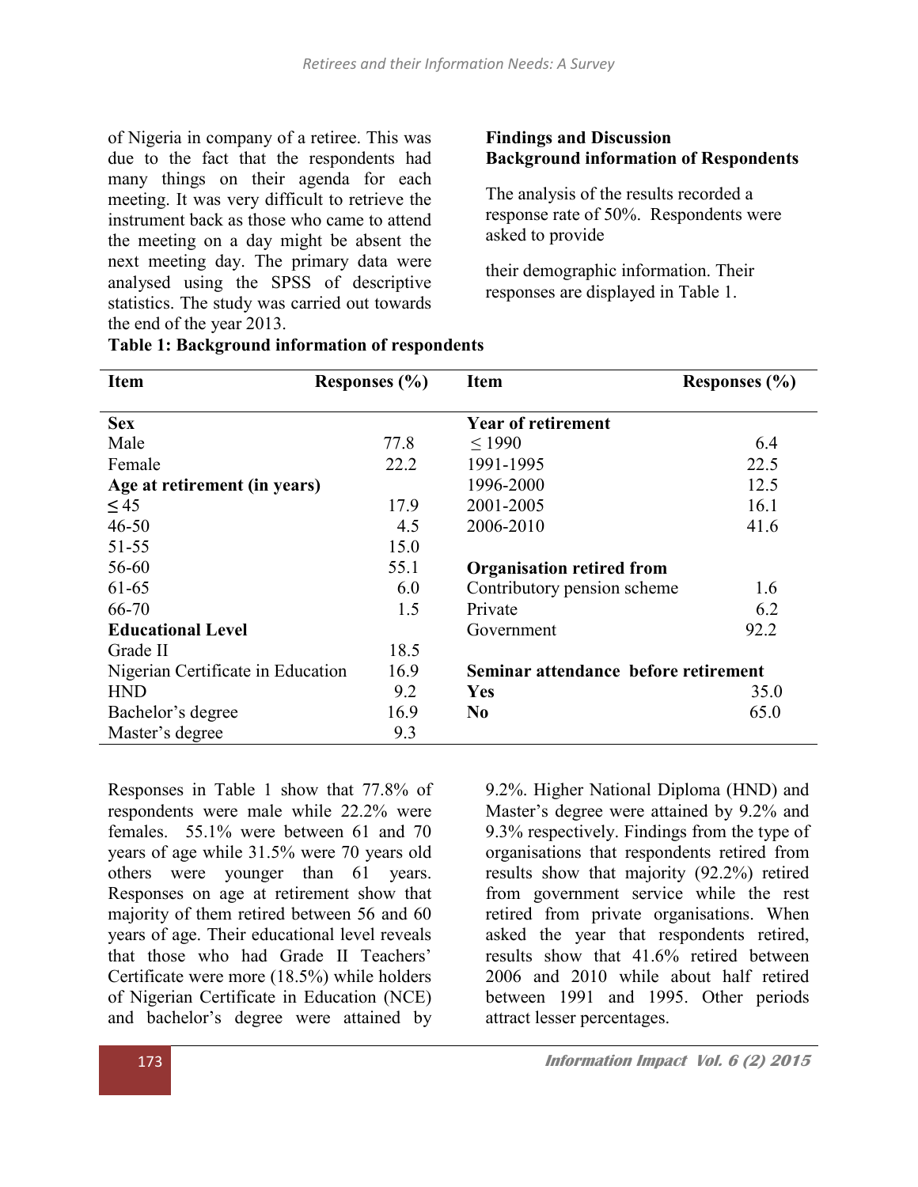of Nigeria in company of a retiree. This was due to the fact that the respondents had many things on their agenda for each meeting. It was very difficult to retrieve the instrument back as those who came to attend the meeting on a day might be absent the next meeting day. The primary data were analysed using the SPSS of descriptive statistics. The study was carried out towards the end of the year 2013.

## Findings and Discussion

### Background information of Respondents

The analysis of the results recorded a response rate of 50%. Respondents were asked to provide

their demographic information. Their responses are displayed in Table 1.

**Table 1: Background information of respondents**

| Item | Responses (%) | Item | Responses (%) |
|---|---|---|---|
| **Sex** | | **Year of retirement** | |
| Male | 77.8 | ≤ 1990 | 6.4 |
| Female | 22.2 | 1991-1995 | 22.5 |
| **Age at retirement (in years)** | | 1996-2000 | 12.5 |
| ≤ 45 | 17.9 | 2001-2005 | 16.1 |
| 46-50 | 4.5 | 2006-2010 | 41.6 |
| 51-55 | 15.0 | | |
| 56-60 | 55.1 | **Organisation retired from** | |
| 61-65 | 6.0 | Contributory pension scheme | 1.6 |
| 66-70 | 1.5 | Private | 6.2 |
| **Educational Level** | | Government | 92.2 |
| Grade II | 18.5 | | |
| Nigerian Certificate in Education | 16.9 | **Seminar attendance before retirement** | |
| HND | 9.2 | **Yes** | 35.0 |
| Bachelor's degree | 16.9 | **No** | 65.0 |
| Master's degree | 9.3 | | |

Responses in Table 1 show that 77.8% of respondents were male while 22.2% were females. 55.1% were between 61 and 70 years of age while 31.5% were 70 years old others were younger than 61 years. Responses on age at retirement show that majority of them retired between 56 and 60 years of age. Their educational level reveals that those who had Grade II Teachers' Certificate were more (18.5%) while holders of Nigerian Certificate in Education (NCE) and bachelor's degree were attained by 9.2%. Higher National Diploma (HND) and Master's degree were attained by 9.2% and 9.3% respectively. Findings from the type of organisations that respondents retired from results show that majority (92.2%) retired from government service while the rest retired from private organisations. When asked the year that respondents retired, results show that 41.6% retired between 2006 and 2010 while about half retired between 1991 and 1995. Other periods attract lesser percentages.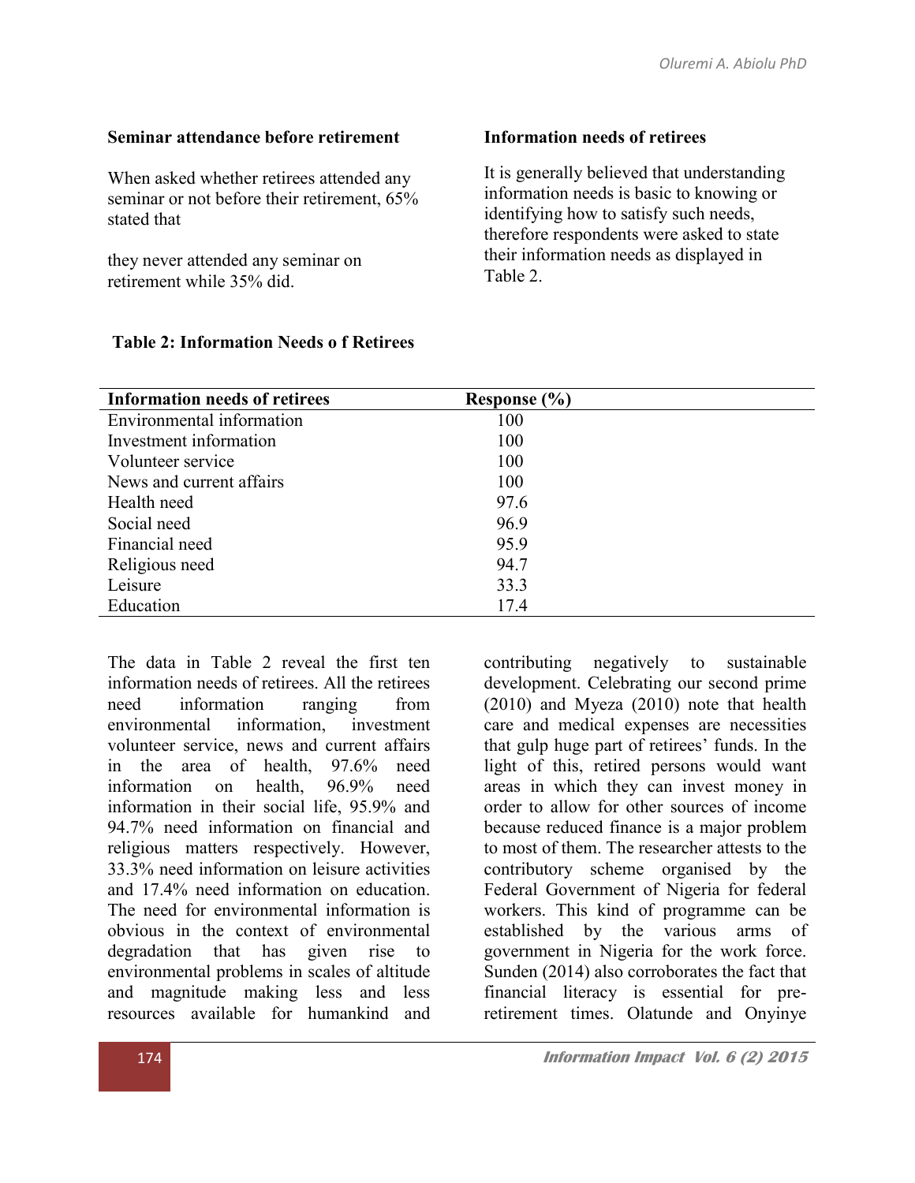### Seminar attendance before retirement

When asked whether retirees attended any seminar or not before their retirement, 65% stated that

they never attended any seminar on retirement while 35% did.

### Information needs of retirees

It is generally believed that understanding information needs is basic to knowing or identifying how to satisfy such needs, therefore respondents were asked to state their information needs as displayed in Table 2.

**Table 2: Information Needs o f Retirees**

| Information needs of retirees | Response (%) |
|---|---|
| Environmental information | 100 |
| Investment information | 100 |
| Volunteer service | 100 |
| News and current affairs | 100 |
| Health need | 97.6 |
| Social need | 96.9 |
| Financial need | 95.9 |
| Religious need | 94.7 |
| Leisure | 33.3 |
| Education | 17.4 |

The data in Table 2 reveal the first ten information needs of retirees. All the retirees need information ranging from environmental information, investment volunteer service, news and current affairs in the area of health, 97.6% need information on health, 96.9% need information in their social life, 95.9% and 94.7% need information on financial and religious matters respectively. However, 33.3% need information on leisure activities and 17.4% need information on education. The need for environmental information is obvious in the context of environmental degradation that has given rise to environmental problems in scales of altitude and magnitude making less and less resources available for humankind and contributing negatively to sustainable development. Celebrating our second prime (2010) and Myeza (2010) note that health care and medical expenses are necessities that gulp huge part of retirees' funds. In the light of this, retired persons would want areas in which they can invest money in order to allow for other sources of income because reduced finance is a major problem to most of them. The researcher attests to the contributory scheme organised by the Federal Government of Nigeria for federal workers. This kind of programme can be established by the various arms of government in Nigeria for the work force. Sunden (2014) also corroborates the fact that financial literacy is essential for pre-retirement times. Olatunde and Onyinye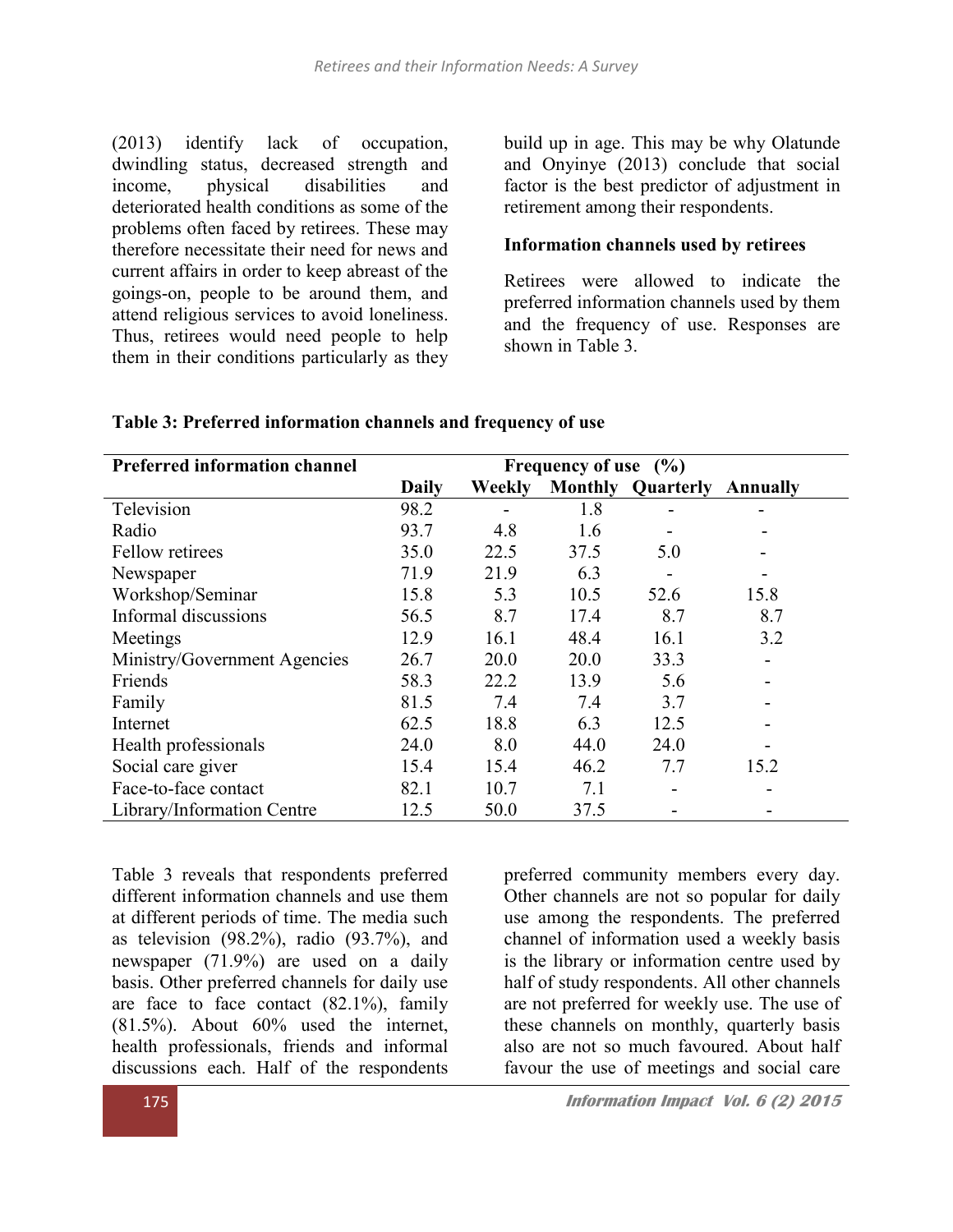(2013) identify lack of occupation, dwindling status, decreased strength and income, physical disabilities and deteriorated health conditions as some of the problems often faced by retirees. These may therefore necessitate their need for news and current affairs in order to keep abreast of the goings-on, people to be around them, and attend religious services to avoid loneliness. Thus, retirees would need people to help them in their conditions particularly as they build up in age. This may be why Olatunde and Onyinye (2013) conclude that social factor is the best predictor of adjustment in retirement among their respondents.

**Information channels used by retirees**

Retirees were allowed to indicate the preferred information channels used by them and the frequency of use. Responses are shown in Table 3.

**Table 3: Preferred information channels and frequency of use**

| Preferred information channel | Frequency of use (%) | | | | |
|---|---|---|---|---|---|
| | Daily | Weekly | Monthly | Quarterly | Annually |
| Television | 98.2 | - | 1.8 | - | - |
| Radio | 93.7 | 4.8 | 1.6 | - | - |
| Fellow retirees | 35.0 | 22.5 | 37.5 | 5.0 | - |
| Newspaper | 71.9 | 21.9 | 6.3 | - | - |
| Workshop/Seminar | 15.8 | 5.3 | 10.5 | 52.6 | 15.8 |
| Informal discussions | 56.5 | 8.7 | 17.4 | 8.7 | 8.7 |
| Meetings | 12.9 | 16.1 | 48.4 | 16.1 | 3.2 |
| Ministry/Government Agencies | 26.7 | 20.0 | 20.0 | 33.3 | - |
| Friends | 58.3 | 22.2 | 13.9 | 5.6 | - |
| Family | 81.5 | 7.4 | 7.4 | 3.7 | - |
| Internet | 62.5 | 18.8 | 6.3 | 12.5 | - |
| Health professionals | 24.0 | 8.0 | 44.0 | 24.0 | - |
| Social care giver | 15.4 | 15.4 | 46.2 | 7.7 | 15.2 |
| Face-to-face contact | 82.1 | 10.7 | 7.1 | - | - |
| Library/Information Centre | 12.5 | 50.0 | 37.5 | - | - |

Table 3 reveals that respondents preferred different information channels and use them at different periods of time. The media such as television (98.2%), radio (93.7%), and newspaper (71.9%) are used on a daily basis. Other preferred channels for daily use are face to face contact (82.1%), family (81.5%). About 60% used the internet, health professionals, friends and informal discussions each. Half of the respondents preferred community members every day. Other channels are not so popular for daily use among the respondents. The preferred channel of information used a weekly basis is the library or information centre used by half of study respondents. All other channels are not preferred for weekly use. The use of these channels on monthly, quarterly basis also are not so much favoured. About half favour the use of meetings and social care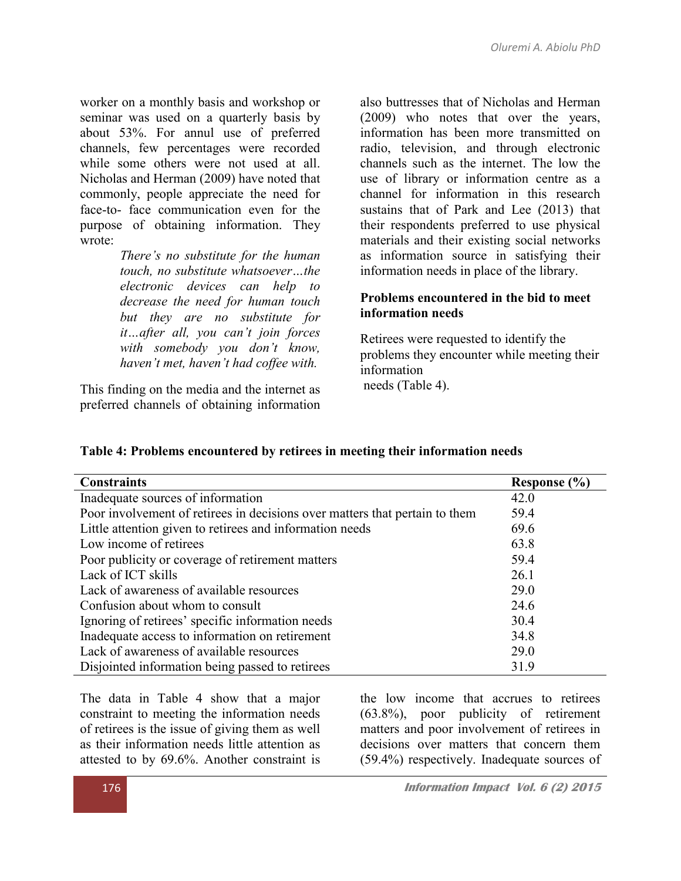worker on a monthly basis and workshop or seminar was used on a quarterly basis by about 53%. For annul use of preferred channels, few percentages were recorded while some others were not used at all. Nicholas and Herman (2009) have noted that commonly, people appreciate the need for face-to- face communication even for the purpose of obtaining information. They wrote:

> *There's no substitute for the human touch, no substitute whatsoever…the electronic devices can help to decrease the need for human touch but they are no substitute for it…after all, you can't join forces with somebody you don't know, haven't met, haven't had coffee with.*

This finding on the media and the internet as preferred channels of obtaining information also buttresses that of Nicholas and Herman (2009) who notes that over the years, information has been more transmitted on radio, television, and through electronic channels such as the internet. The low the use of library or information centre as a channel for information in this research sustains that of Park and Lee (2013) that their respondents preferred to use physical materials and their existing social networks as information source in satisfying their information needs in place of the library.

**Problems encountered in the bid to meet information needs**

Retirees were requested to identify the problems they encounter while meeting their information needs (Table 4).

**Table 4: Problems encountered by retirees in meeting their information needs**

| Constraints | Response (%) |
|---|---|
| Inadequate sources of information | 42.0 |
| Poor involvement of retirees in decisions over matters that pertain to them | 59.4 |
| Little attention given to retirees and information needs | 69.6 |
| Low income of retirees | 63.8 |
| Poor publicity or coverage of retirement matters | 59.4 |
| Lack of ICT skills | 26.1 |
| Lack of awareness of available resources | 29.0 |
| Confusion about whom to consult | 24.6 |
| Ignoring of retirees' specific information needs | 30.4 |
| Inadequate access to information on retirement | 34.8 |
| Lack of awareness of available resources | 29.0 |
| Disjointed information being passed to retirees | 31.9 |

The data in Table 4 show that a major constraint to meeting the information needs of retirees is the issue of giving them as well as their information needs little attention as attested to by 69.6%. Another constraint is the low income that accrues to retirees (63.8%), poor publicity of retirement matters and poor involvement of retirees in decisions over matters that concern them (59.4%) respectively. Inadequate sources of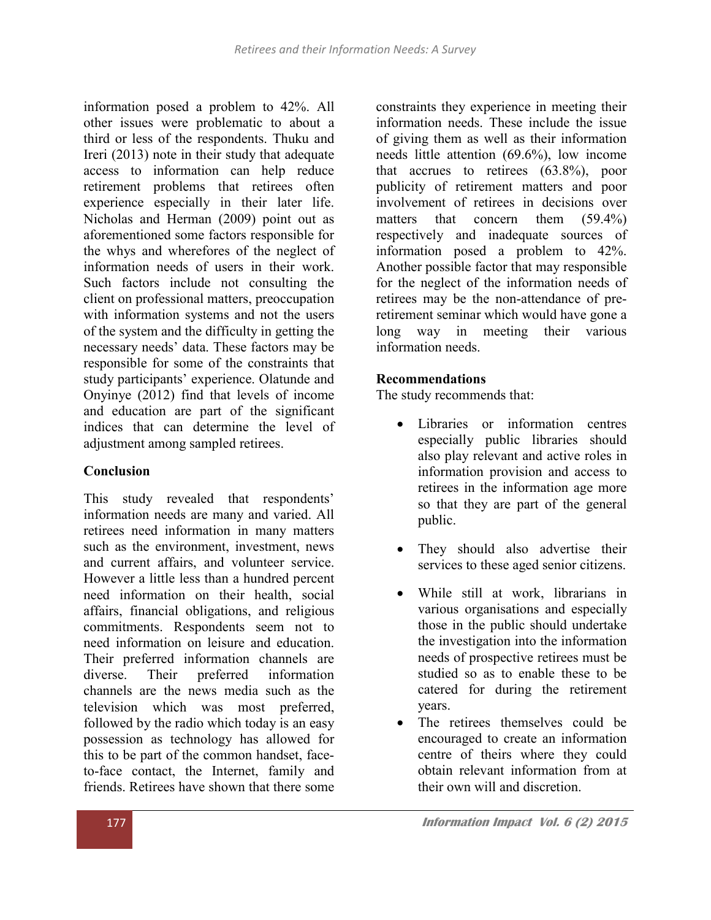information posed a problem to 42%. All other issues were problematic to about a third or less of the respondents. Thuku and Ireri (2013) note in their study that adequate access to information can help reduce retirement problems that retirees often experience especially in their later life. Nicholas and Herman (2009) point out as aforementioned some factors responsible for the whys and wherefores of the neglect of information needs of users in their work. Such factors include not consulting the client on professional matters, preoccupation with information systems and not the users of the system and the difficulty in getting the necessary needs' data. These factors may be responsible for some of the constraints that study participants' experience. Olatunde and Onyinye (2012) find that levels of income and education are part of the significant indices that can determine the level of adjustment among sampled retirees.

## Conclusion

This study revealed that respondents' information needs are many and varied. All retirees need information in many matters such as the environment, investment, news and current affairs, and volunteer service. However a little less than a hundred percent need information on their health, social affairs, financial obligations, and religious commitments. Respondents seem not to need information on leisure and education. Their preferred information channels are diverse. Their preferred information channels are the news media such as the television which was most preferred, followed by the radio which today is an easy possession as technology has allowed for this to be part of the common handset, face-to-face contact, the Internet, family and friends. Retirees have shown that there some constraints they experience in meeting their information needs. These include the issue of giving them as well as their information needs little attention (69.6%), low income that accrues to retirees (63.8%), poor publicity of retirement matters and poor involvement of retirees in decisions over matters that concern them (59.4%) respectively and inadequate sources of information posed a problem to 42%. Another possible factor that may responsible for the neglect of the information needs of retirees may be the non-attendance of pre-retirement seminar which would have gone a long way in meeting their various information needs.

## Recommendations

The study recommends that:

- Libraries or information centres especially public libraries should also play relevant and active roles in information provision and access to retirees in the information age more so that they are part of the general public.
- They should also advertise their services to these aged senior citizens.
- While still at work, librarians in various organisations and especially those in the public should undertake the investigation into the information needs of prospective retirees must be studied so as to enable these to be catered for during the retirement years.
- The retirees themselves could be encouraged to create an information centre of theirs where they could obtain relevant information from at their own will and discretion.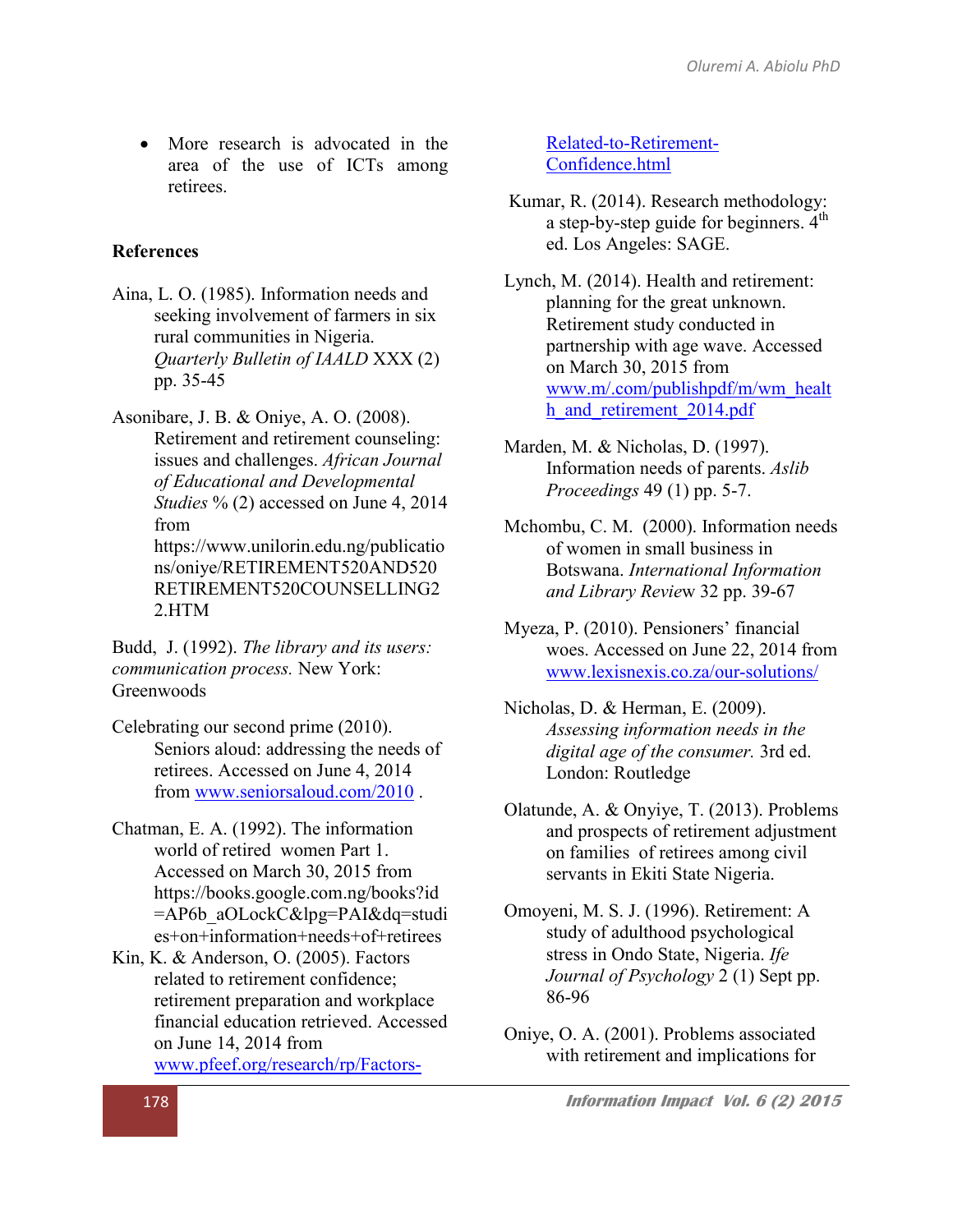- More research is advocated in the area of the use of ICTs among retirees.

**References**

Aina, L. O. (1985). Information needs and seeking involvement of farmers in six rural communities in Nigeria. *Quarterly Bulletin of IAALD* XXX (2) pp. 35-45

Asonibare, J. B. & Oniye, A. O. (2008). Retirement and retirement counseling: issues and challenges. *African Journal of Educational and Developmental Studies* % (2) accessed on June 4, 2014 from https://www.unilorin.edu.ng/publications/oniye/RETIREMENT520AND520RETIREMENT520COUNSELLING22.HTM

Budd, J. (1992). *The library and its users: communication process.* New York: Greenwoods

Celebrating our second prime (2010). Seniors aloud: addressing the needs of retirees. Accessed on June 4, 2014 from www.seniorsaloud.com/2010 .

Chatman, E. A. (1992). The information world of retired women Part 1. Accessed on March 30, 2015 from https://books.google.com.ng/books?id=AP6b_aOLockC&lpg=PAI&dq=studies+on+information+needs+of+retirees

Kin, K. & Anderson, O. (2005). Factors related to retirement confidence; retirement preparation and workplace financial education retrieved. Accessed on June 14, 2014 from www.pfeef.org/research/rp/Factors-Related-to-Retirement-Confidence.html

Kumar, R. (2014). Research methodology: a step-by-step guide for beginners. 4th ed. Los Angeles: SAGE.

Lynch, M. (2014). Health and retirement: planning for the great unknown. Retirement study conducted in partnership with age wave. Accessed on March 30, 2015 from www.m/.com/publishpdf/m/wm_health_and_retirement_2014.pdf

Marden, M. & Nicholas, D. (1997). Information needs of parents. *Aslib Proceedings* 49 (1) pp. 5-7.

Mchombu, C. M. (2000). Information needs of women in small business in Botswana. *International Information and Library Review* 32 pp. 39-67

Myeza, P. (2010). Pensioners' financial woes. Accessed on June 22, 2014 from www.lexisnexis.co.za/our-solutions/

Nicholas, D. & Herman, E. (2009). *Assessing information needs in the digital age of the consumer.* 3rd ed. London: Routledge

Olatunde, A. & Onyiye, T. (2013). Problems and prospects of retirement adjustment on families of retirees among civil servants in Ekiti State Nigeria.

Omoyeni, M. S. J. (1996). Retirement: A study of adulthood psychological stress in Ondo State, Nigeria. *Ife Journal of Psychology* 2 (1) Sept pp. 86-96

Oniye, O. A. (2001). Problems associated with retirement and implications for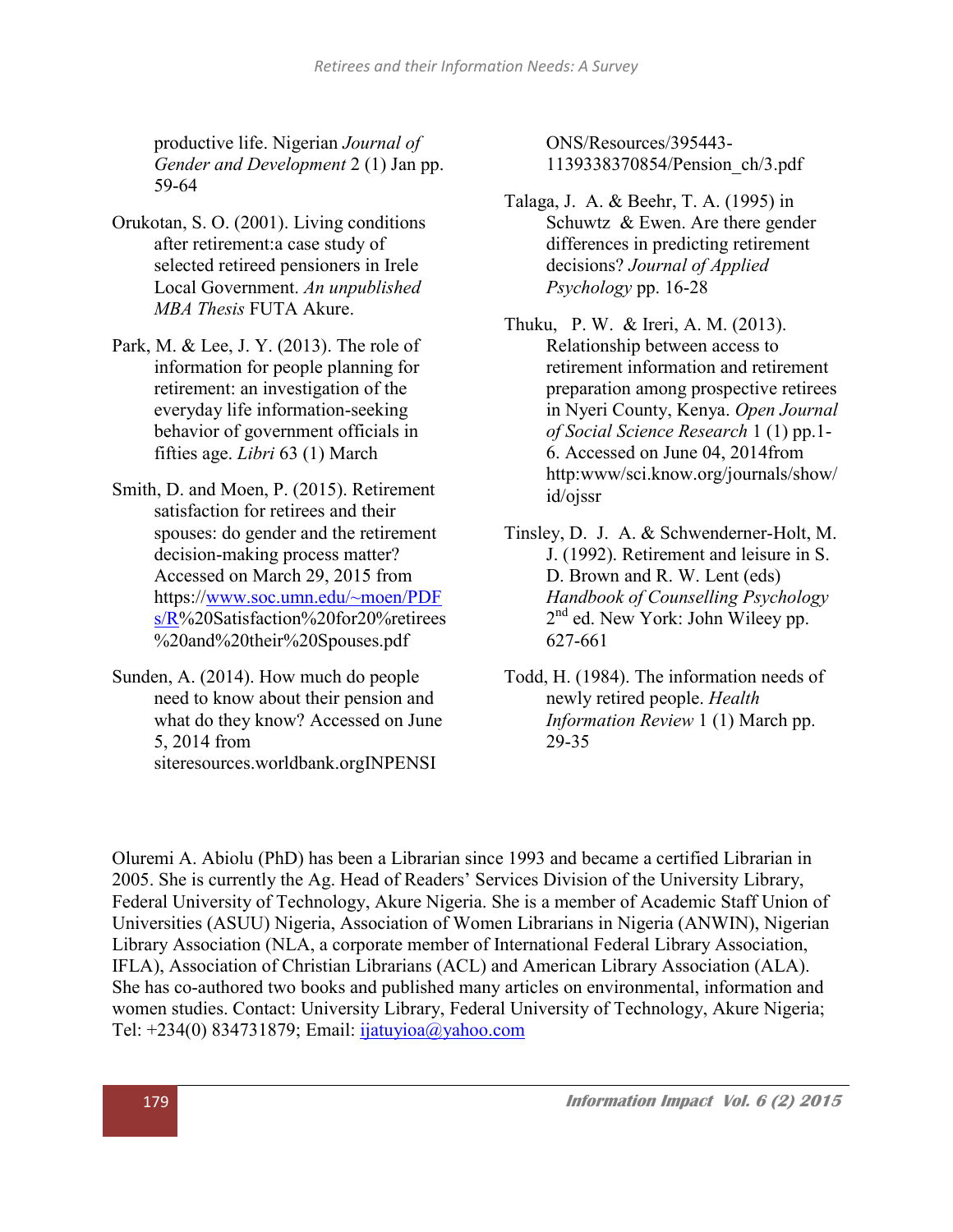productive life. Nigerian *Journal of Gender and Development* 2 (1) Jan pp. 59-64

Orukotan, S. O. (2001). Living conditions after retirement:a case study of selected retireed pensioners in Irele Local Government. *An unpublished MBA Thesis* FUTA Akure.

Park, M. & Lee, J. Y. (2013). The role of information for people planning for retirement: an investigation of the everyday life information-seeking behavior of government officials in fifties age. *Libri* 63 (1) March

Smith, D. and Moen, P. (2015). Retirement satisfaction for retirees and their spouses: do gender and the retirement decision-making process matter? Accessed on March 29, 2015 from https://www.soc.umn.edu/~moen/PDFs/R%20Satisfaction%20for20%retirees%20and%20their%20Spouses.pdf

Sunden, A. (2014). How much do people need to know about their pension and what do they know? Accessed on June 5, 2014 from siteresources.worldbank.orgINPENSIONS/Resources/395443-1139338370854/Pension_ch/3.pdf

Talaga, J. A. & Beehr, T. A. (1995) in Schuwtz & Ewen. Are there gender differences in predicting retirement decisions? *Journal of Applied Psychology* pp. 16-28

Thuku, P. W. & Ireri, A. M. (2013). Relationship between access to retirement information and retirement preparation among prospective retirees in Nyeri County, Kenya. *Open Journal of Social Science Research* 1 (1) pp.1-6. Accessed on June 04, 2014from http:www/sci.know.org/journals/show/id/ojssr

Tinsley, D. J. A. & Schwenderner-Holt, M. J. (1992). Retirement and leisure in S. D. Brown and R. W. Lent (eds) *Handbook of Counselling Psychology* 2nd ed. New York: John Wileey pp. 627-661

Todd, H. (1984). The information needs of newly retired people. *Health Information Review* 1 (1) March pp. 29-35

Oluremi A. Abiolu (PhD) has been a Librarian since 1993 and became a certified Librarian in 2005. She is currently the Ag. Head of Readers' Services Division of the University Library, Federal University of Technology, Akure Nigeria. She is a member of Academic Staff Union of Universities (ASUU) Nigeria, Association of Women Librarians in Nigeria (ANWIN), Nigerian Library Association (NLA, a corporate member of International Federal Library Association, IFLA), Association of Christian Librarians (ACL) and American Library Association (ALA). She has co-authored two books and published many articles on environmental, information and women studies. Contact: University Library, Federal University of Technology, Akure Nigeria; Tel: +234(0) 834731879; Email: ijatuyioa@yahoo.com